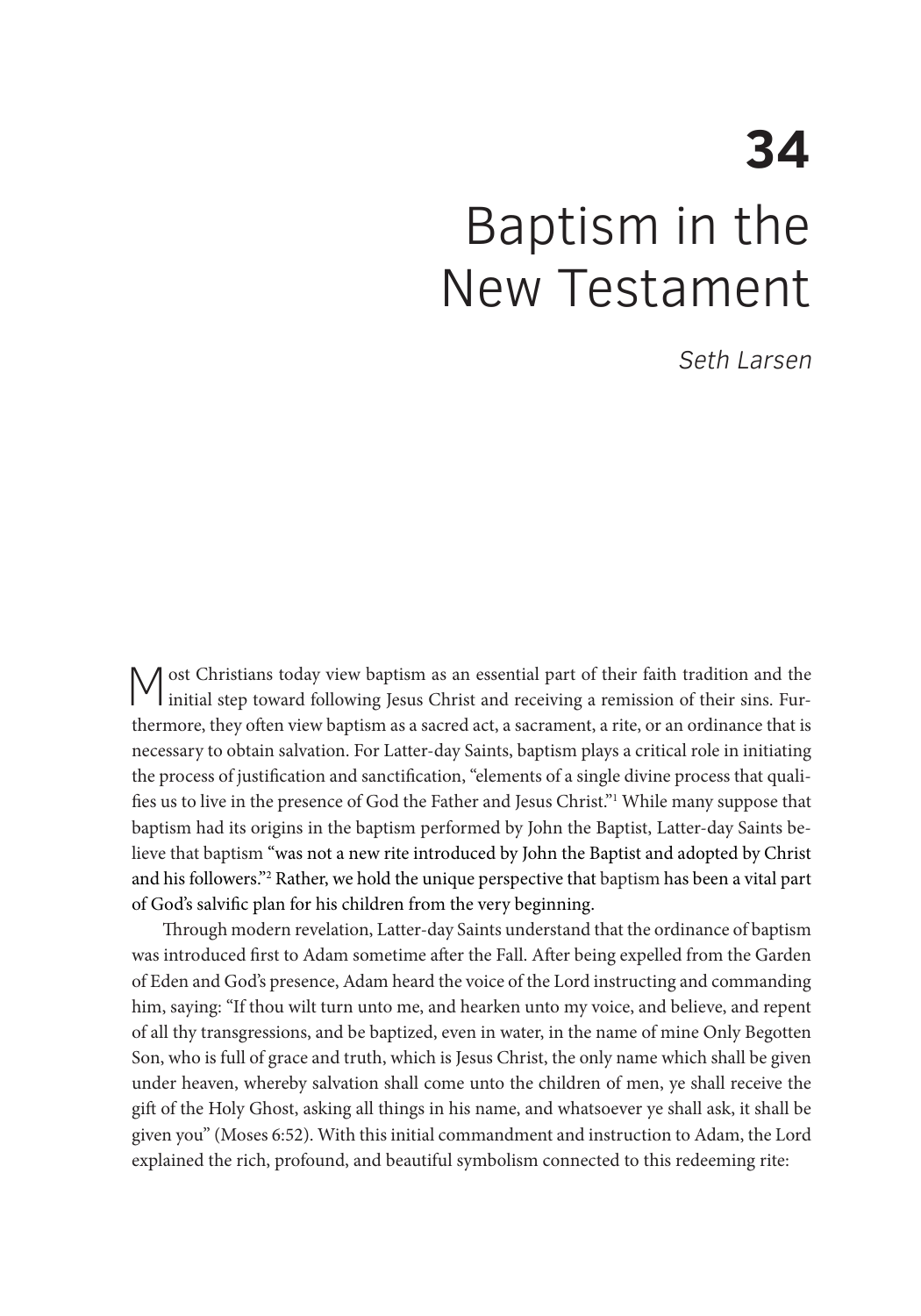# 34

# Baptism in the New Testament

*Seth Larsen*

Most Christians today view baptism as an essential part of their faith tradition and the initial step toward following Jesus Christ and receiving a remission of their sins. Furthermore, they often view baptism as a sacred act, a sacrament, a rite, or an ordinance that is necessary to obtain salvation. For Latter-day Saints, baptism plays a critical role in initiating the process of justification and sanctification, "elements of a single divine process that qualifies us to live in the presence of God the Father and Jesus Christ."[1] While many suppose that baptism had its origins in the baptism performed by John the Baptist, Latter-day Saints believe that baptism "was not a new rite introduced by John the Baptist and adopted by Christ and his followers."[2] Rather, we hold the unique perspective that baptism has been a vital part of God's salvific plan for his children from the very beginning.

Through modern revelation, Latter-day Saints understand that the ordinance of baptism was introduced first to Adam sometime after the Fall. After being expelled from the Garden of Eden and God's presence, Adam heard the voice of the Lord instructing and commanding him, saying: "If thou wilt turn unto me, and hearken unto my voice, and believe, and repent of all thy transgressions, and be baptized, even in water, in the name of mine Only Begotten Son, who is full of grace and truth, which is Jesus Christ, the only name which shall be given under heaven, whereby salvation shall come unto the children of men, ye shall receive the gift of the Holy Ghost, asking all things in his name, and whatsoever ye shall ask, it shall be given you" (Moses 6:52). With this initial commandment and instruction to Adam, the Lord explained the rich, profound, and beautiful symbolism connected to this redeeming rite: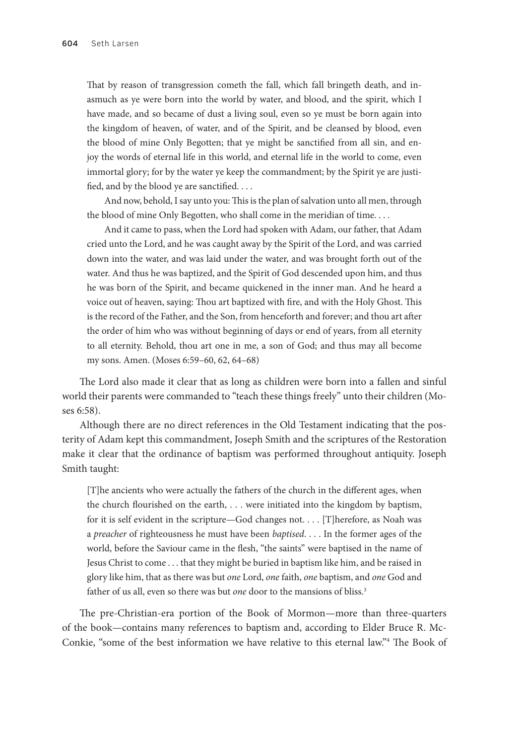> That by reason of transgression cometh the fall, which fall bringeth death, and inasmuch as ye were born into the world by water, and blood, and the spirit, which I have made, and so became of dust a living soul, even so ye must be born again into the kingdom of heaven, of water, and of the Spirit, and be cleansed by blood, even the blood of mine Only Begotten; that ye might be sanctified from all sin, and enjoy the words of eternal life in this world, and eternal life in the world to come, even immortal glory; for by the water ye keep the commandment; by the Spirit ye are justified, and by the blood ye are sanctified. . . .
>
> And now, behold, I say unto you: This is the plan of salvation unto all men, through the blood of mine Only Begotten, who shall come in the meridian of time. . . .
>
> And it came to pass, when the Lord had spoken with Adam, our father, that Adam cried unto the Lord, and he was caught away by the Spirit of the Lord, and was carried down into the water, and was laid under the water, and was brought forth out of the water. And thus he was baptized, and the Spirit of God descended upon him, and thus he was born of the Spirit, and became quickened in the inner man. And he heard a voice out of heaven, saying: Thou art baptized with fire, and with the Holy Ghost. This is the record of the Father, and the Son, from henceforth and forever; and thou art after the order of him who was without beginning of days or end of years, from all eternity to all eternity. Behold, thou art one in me, a son of God; and thus may all become my sons. Amen. (Moses 6:59–60, 62, 64–68)

The Lord also made it clear that as long as children were born into a fallen and sinful world their parents were commanded to "teach these things freely" unto their children (Moses 6:58).

Although there are no direct references in the Old Testament indicating that the posterity of Adam kept this commandment, Joseph Smith and the scriptures of the Restoration make it clear that the ordinance of baptism was performed throughout antiquity. Joseph Smith taught:

> [T]he ancients who were actually the fathers of the church in the different ages, when the church flourished on the earth, . . . were initiated into the kingdom by baptism, for it is self evident in the scripture—God changes not. . . . [T]herefore, as Noah was a *preacher* of righteousness he must have been *baptised*. . . . In the former ages of the world, before the Saviour came in the flesh, "the saints" were baptised in the name of Jesus Christ to come . . . that they might be buried in baptism like him, and be raised in glory like him, that as there was but *one* Lord, *one* faith, *one* baptism, and *one* God and father of us all, even so there was but *one* door to the mansions of bliss.[3]

The pre-Christian-era portion of the Book of Mormon—more than three-quarters of the book—contains many references to baptism and, according to Elder Bruce R. McConkie, "some of the best information we have relative to this eternal law."[4] The Book of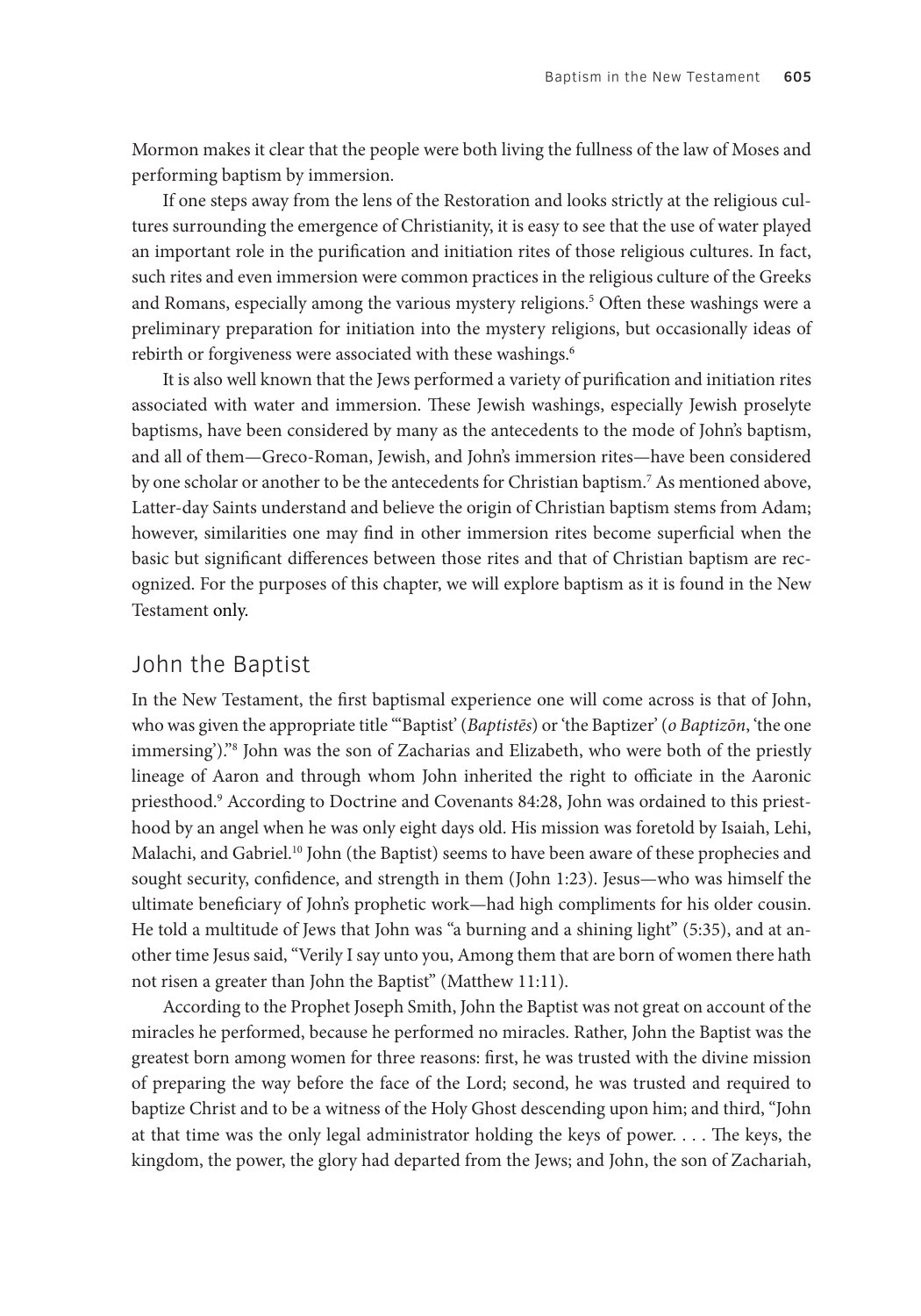Mormon makes it clear that the people were both living the fullness of the law of Moses and performing baptism by immersion.

If one steps away from the lens of the Restoration and looks strictly at the religious cultures surrounding the emergence of Christianity, it is easy to see that the use of water played an important role in the purification and initiation rites of those religious cultures. In fact, such rites and even immersion were common practices in the religious culture of the Greeks and Romans, especially among the various mystery religions.[5] Often these washings were a preliminary preparation for initiation into the mystery religions, but occasionally ideas of rebirth or forgiveness were associated with these washings.[6]

It is also well known that the Jews performed a variety of purification and initiation rites associated with water and immersion. These Jewish washings, especially Jewish proselyte baptisms, have been considered by many as the antecedents to the mode of John's baptism, and all of them—Greco-Roman, Jewish, and John's immersion rites—have been considered by one scholar or another to be the antecedents for Christian baptism.[7] As mentioned above, Latter-day Saints understand and believe the origin of Christian baptism stems from Adam; however, similarities one may find in other immersion rites become superficial when the basic but significant differences between those rites and that of Christian baptism are recognized. For the purposes of this chapter, we will explore baptism as it is found in the New Testament only.

## John the Baptist

In the New Testament, the first baptismal experience one will come across is that of John, who was given the appropriate title "'Baptist' (*Baptistēs*) or 'the Baptizer' (*o Baptizōn*, 'the one immersing')."[8] John was the son of Zacharias and Elizabeth, who were both of the priestly lineage of Aaron and through whom John inherited the right to officiate in the Aaronic priesthood.[9] According to Doctrine and Covenants 84:28, John was ordained to this priesthood by an angel when he was only eight days old. His mission was foretold by Isaiah, Lehi, Malachi, and Gabriel.[10] John (the Baptist) seems to have been aware of these prophecies and sought security, confidence, and strength in them (John 1:23). Jesus—who was himself the ultimate beneficiary of John's prophetic work—had high compliments for his older cousin. He told a multitude of Jews that John was "a burning and a shining light" (5:35), and at another time Jesus said, "Verily I say unto you, Among them that are born of women there hath not risen a greater than John the Baptist" (Matthew 11:11).

According to the Prophet Joseph Smith, John the Baptist was not great on account of the miracles he performed, because he performed no miracles. Rather, John the Baptist was the greatest born among women for three reasons: first, he was trusted with the divine mission of preparing the way before the face of the Lord; second, he was trusted and required to baptize Christ and to be a witness of the Holy Ghost descending upon him; and third, "John at that time was the only legal administrator holding the keys of power. . . . The keys, the kingdom, the power, the glory had departed from the Jews; and John, the son of Zachariah,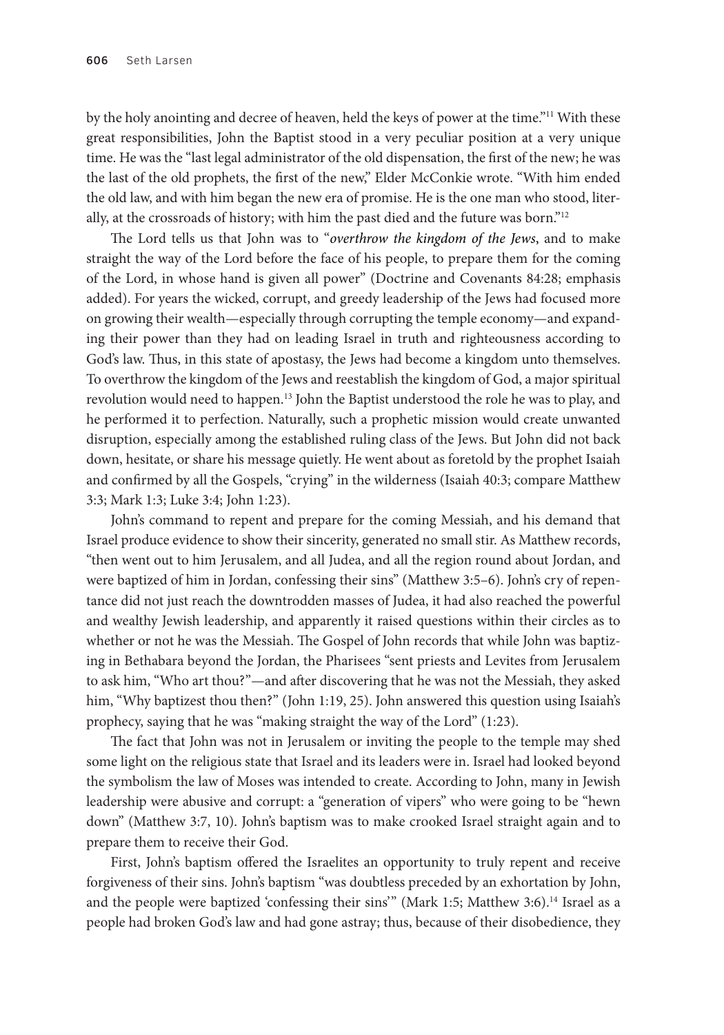by the holy anointing and decree of heaven, held the keys of power at the time."[11] With these great responsibilities, John the Baptist stood in a very peculiar position at a very unique time. He was the "last legal administrator of the old dispensation, the first of the new; he was the last of the old prophets, the first of the new," Elder McConkie wrote. "With him ended the old law, and with him began the new era of promise. He is the one man who stood, literally, at the crossroads of history; with him the past died and the future was born."[12]

The Lord tells us that John was to "*overthrow the kingdom of the Jews*, and to make straight the way of the Lord before the face of his people, to prepare them for the coming of the Lord, in whose hand is given all power" (Doctrine and Covenants 84:28; emphasis added). For years the wicked, corrupt, and greedy leadership of the Jews had focused more on growing their wealth—especially through corrupting the temple economy—and expanding their power than they had on leading Israel in truth and righteousness according to God's law. Thus, in this state of apostasy, the Jews had become a kingdom unto themselves. To overthrow the kingdom of the Jews and reestablish the kingdom of God, a major spiritual revolution would need to happen.[13] John the Baptist understood the role he was to play, and he performed it to perfection. Naturally, such a prophetic mission would create unwanted disruption, especially among the established ruling class of the Jews. But John did not back down, hesitate, or share his message quietly. He went about as foretold by the prophet Isaiah and confirmed by all the Gospels, "crying" in the wilderness (Isaiah 40:3; compare Matthew 3:3; Mark 1:3; Luke 3:4; John 1:23).

John's command to repent and prepare for the coming Messiah, and his demand that Israel produce evidence to show their sincerity, generated no small stir. As Matthew records, "then went out to him Jerusalem, and all Judea, and all the region round about Jordan, and were baptized of him in Jordan, confessing their sins" (Matthew 3:5–6). John's cry of repentance did not just reach the downtrodden masses of Judea, it had also reached the powerful and wealthy Jewish leadership, and apparently it raised questions within their circles as to whether or not he was the Messiah. The Gospel of John records that while John was baptizing in Bethabara beyond the Jordan, the Pharisees "sent priests and Levites from Jerusalem to ask him, "Who art thou?"—and after discovering that he was not the Messiah, they asked him, "Why baptizest thou then?" (John 1:19, 25). John answered this question using Isaiah's prophecy, saying that he was "making straight the way of the Lord" (1:23).

The fact that John was not in Jerusalem or inviting the people to the temple may shed some light on the religious state that Israel and its leaders were in. Israel had looked beyond the symbolism the law of Moses was intended to create. According to John, many in Jewish leadership were abusive and corrupt: a "generation of vipers" who were going to be "hewn down" (Matthew 3:7, 10). John's baptism was to make crooked Israel straight again and to prepare them to receive their God.

First, John's baptism offered the Israelites an opportunity to truly repent and receive forgiveness of their sins. John's baptism "was doubtless preceded by an exhortation by John, and the people were baptized 'confessing their sins'" (Mark 1:5; Matthew 3:6).[14] Israel as a people had broken God's law and had gone astray; thus, because of their disobedience, they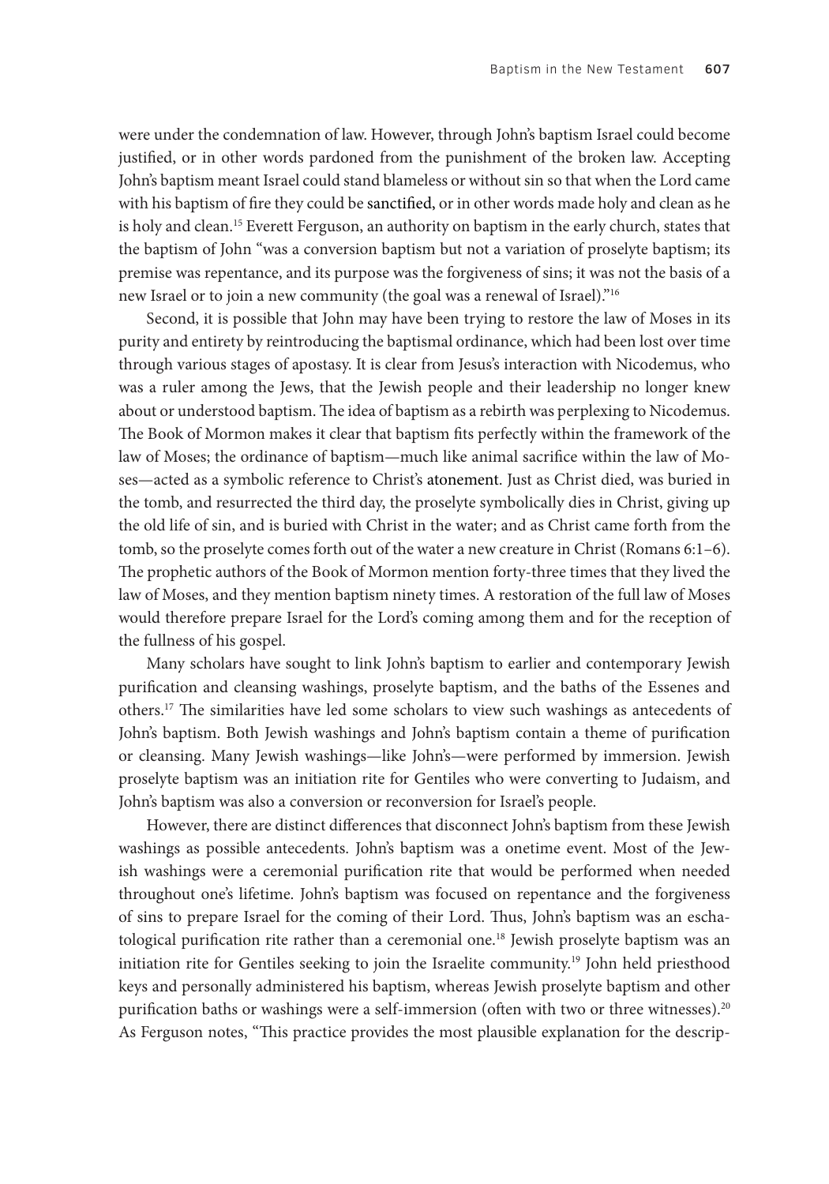were under the condemnation of law. However, through John's baptism Israel could become justified, or in other words pardoned from the punishment of the broken law. Accepting John's baptism meant Israel could stand blameless or without sin so that when the Lord came with his baptism of fire they could be sanctified, or in other words made holy and clean as he is holy and clean.[15] Everett Ferguson, an authority on baptism in the early church, states that the baptism of John "was a conversion baptism but not a variation of proselyte baptism; its premise was repentance, and its purpose was the forgiveness of sins; it was not the basis of a new Israel or to join a new community (the goal was a renewal of Israel)."[16]

Second, it is possible that John may have been trying to restore the law of Moses in its purity and entirety by reintroducing the baptismal ordinance, which had been lost over time through various stages of apostasy. It is clear from Jesus's interaction with Nicodemus, who was a ruler among the Jews, that the Jewish people and their leadership no longer knew about or understood baptism. The idea of baptism as a rebirth was perplexing to Nicodemus. The Book of Mormon makes it clear that baptism fits perfectly within the framework of the law of Moses; the ordinance of baptism—much like animal sacrifice within the law of Moses—acted as a symbolic reference to Christ's atonement. Just as Christ died, was buried in the tomb, and resurrected the third day, the proselyte symbolically dies in Christ, giving up the old life of sin, and is buried with Christ in the water; and as Christ came forth from the tomb, so the proselyte comes forth out of the water a new creature in Christ (Romans 6:1–6). The prophetic authors of the Book of Mormon mention forty-three times that they lived the law of Moses, and they mention baptism ninety times. A restoration of the full law of Moses would therefore prepare Israel for the Lord's coming among them and for the reception of the fullness of his gospel.

Many scholars have sought to link John's baptism to earlier and contemporary Jewish purification and cleansing washings, proselyte baptism, and the baths of the Essenes and others.[17] The similarities have led some scholars to view such washings as antecedents of John's baptism. Both Jewish washings and John's baptism contain a theme of purification or cleansing. Many Jewish washings—like John's—were performed by immersion. Jewish proselyte baptism was an initiation rite for Gentiles who were converting to Judaism, and John's baptism was also a conversion or reconversion for Israel's people.

However, there are distinct differences that disconnect John's baptism from these Jewish washings as possible antecedents. John's baptism was a onetime event. Most of the Jewish washings were a ceremonial purification rite that would be performed when needed throughout one's lifetime. John's baptism was focused on repentance and the forgiveness of sins to prepare Israel for the coming of their Lord. Thus, John's baptism was an eschatological purification rite rather than a ceremonial one.[18] Jewish proselyte baptism was an initiation rite for Gentiles seeking to join the Israelite community.[19] John held priesthood keys and personally administered his baptism, whereas Jewish proselyte baptism and other purification baths or washings were a self-immersion (often with two or three witnesses).[20] As Ferguson notes, "This practice provides the most plausible explanation for the descrip-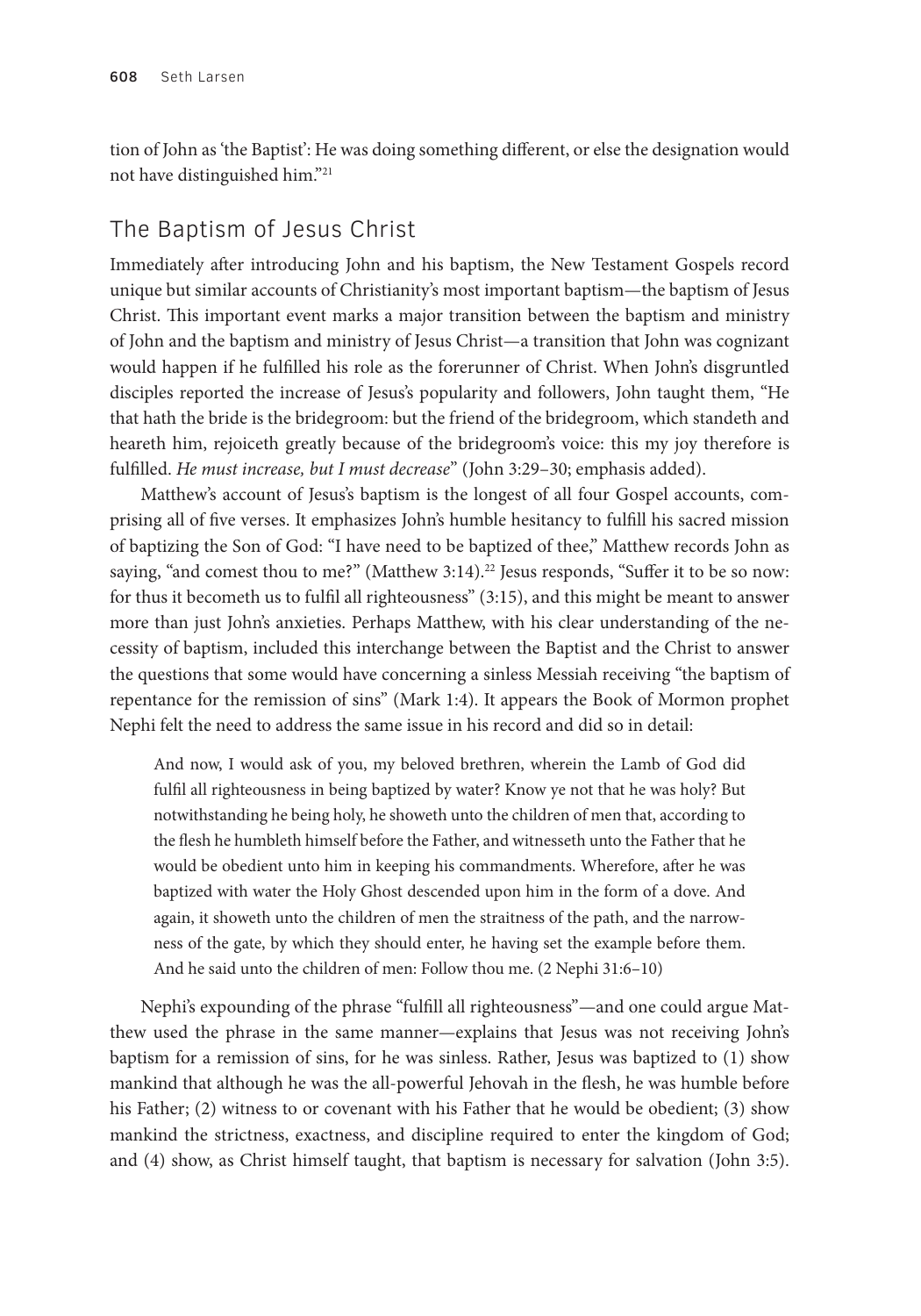tion of John as 'the Baptist': He was doing something different, or else the designation would not have distinguished him."[21]

## The Baptism of Jesus Christ

Immediately after introducing John and his baptism, the New Testament Gospels record unique but similar accounts of Christianity's most important baptism—the baptism of Jesus Christ. This important event marks a major transition between the baptism and ministry of John and the baptism and ministry of Jesus Christ—a transition that John was cognizant would happen if he fulfilled his role as the forerunner of Christ. When John's disgruntled disciples reported the increase of Jesus's popularity and followers, John taught them, "He that hath the bride is the bridegroom: but the friend of the bridegroom, which standeth and heareth him, rejoiceth greatly because of the bridegroom's voice: this my joy therefore is fulfilled. *He must increase, but I must decrease*" (John 3:29–30; emphasis added).

Matthew's account of Jesus's baptism is the longest of all four Gospel accounts, comprising all of five verses. It emphasizes John's humble hesitancy to fulfill his sacred mission of baptizing the Son of God: "I have need to be baptized of thee," Matthew records John as saying, "and comest thou to me?" (Matthew 3:14).[22] Jesus responds, "Suffer it to be so now: for thus it becometh us to fulfil all righteousness" (3:15), and this might be meant to answer more than just John's anxieties. Perhaps Matthew, with his clear understanding of the necessity of baptism, included this interchange between the Baptist and the Christ to answer the questions that some would have concerning a sinless Messiah receiving "the baptism of repentance for the remission of sins" (Mark 1:4). It appears the Book of Mormon prophet Nephi felt the need to address the same issue in his record and did so in detail:

> And now, I would ask of you, my beloved brethren, wherein the Lamb of God did fulfil all righteousness in being baptized by water? Know ye not that he was holy? But notwithstanding he being holy, he showeth unto the children of men that, according to the flesh he humbleth himself before the Father, and witnesseth unto the Father that he would be obedient unto him in keeping his commandments. Wherefore, after he was baptized with water the Holy Ghost descended upon him in the form of a dove. And again, it showeth unto the children of men the straitness of the path, and the narrowness of the gate, by which they should enter, he having set the example before them. And he said unto the children of men: Follow thou me. (2 Nephi 31:6–10)

Nephi's expounding of the phrase "fulfill all righteousness"—and one could argue Matthew used the phrase in the same manner—explains that Jesus was not receiving John's baptism for a remission of sins, for he was sinless. Rather, Jesus was baptized to (1) show mankind that although he was the all-powerful Jehovah in the flesh, he was humble before his Father; (2) witness to or covenant with his Father that he would be obedient; (3) show mankind the strictness, exactness, and discipline required to enter the kingdom of God; and (4) show, as Christ himself taught, that baptism is necessary for salvation (John 3:5).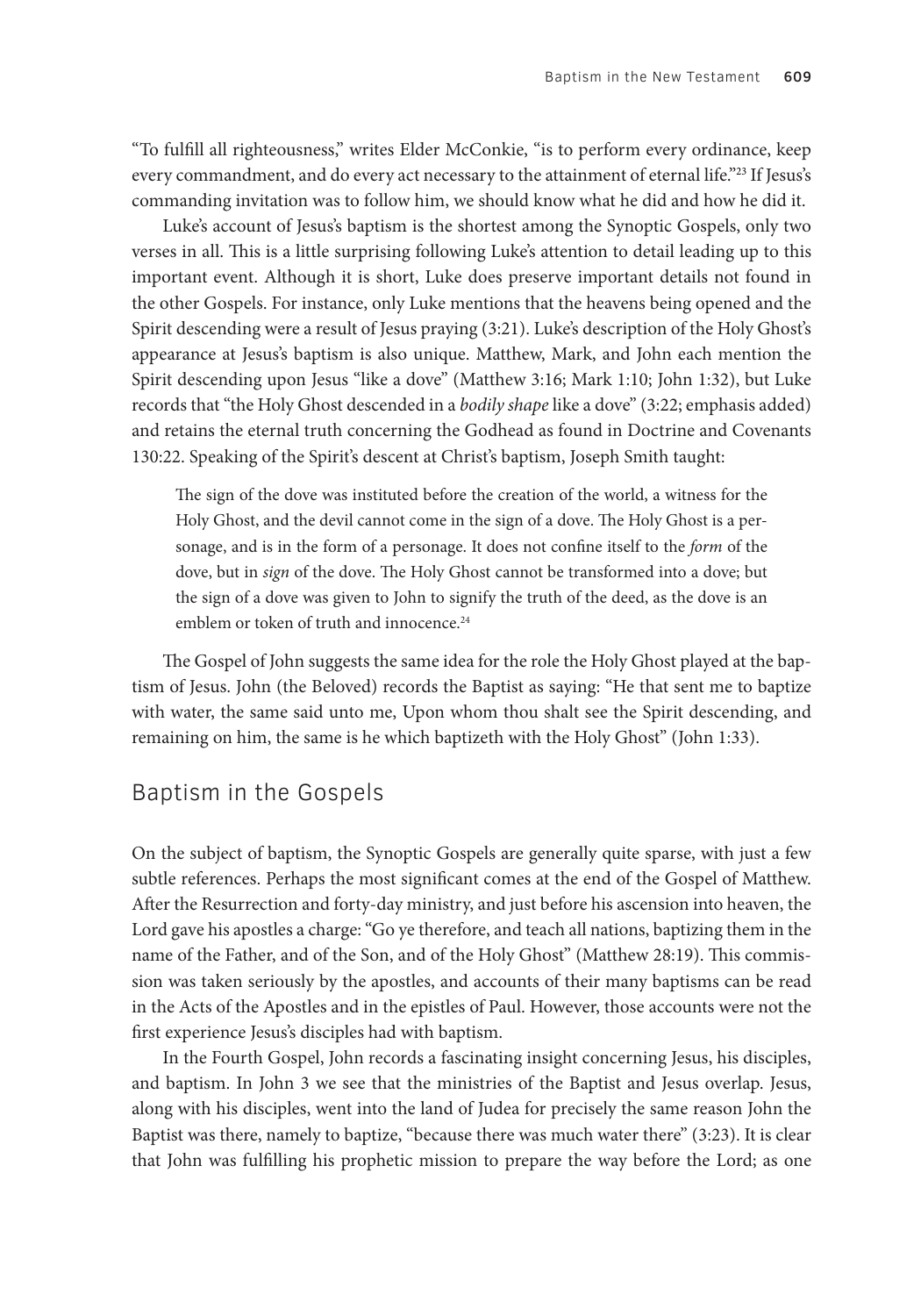"To fulfill all righteousness," writes Elder McConkie, "is to perform every ordinance, keep every commandment, and do every act necessary to the attainment of eternal life."[23] If Jesus's commanding invitation was to follow him, we should know what he did and how he did it.

Luke's account of Jesus's baptism is the shortest among the Synoptic Gospels, only two verses in all. This is a little surprising following Luke's attention to detail leading up to this important event. Although it is short, Luke does preserve important details not found in the other Gospels. For instance, only Luke mentions that the heavens being opened and the Spirit descending were a result of Jesus praying (3:21). Luke's description of the Holy Ghost's appearance at Jesus's baptism is also unique. Matthew, Mark, and John each mention the Spirit descending upon Jesus "like a dove" (Matthew 3:16; Mark 1:10; John 1:32), but Luke records that "the Holy Ghost descended in a *bodily shape* like a dove" (3:22; emphasis added) and retains the eternal truth concerning the Godhead as found in Doctrine and Covenants 130:22. Speaking of the Spirit's descent at Christ's baptism, Joseph Smith taught:

> The sign of the dove was instituted before the creation of the world, a witness for the Holy Ghost, and the devil cannot come in the sign of a dove. The Holy Ghost is a personage, and is in the form of a personage. It does not confine itself to the *form* of the dove, but in *sign* of the dove. The Holy Ghost cannot be transformed into a dove; but the sign of a dove was given to John to signify the truth of the deed, as the dove is an emblem or token of truth and innocence.[24]

The Gospel of John suggests the same idea for the role the Holy Ghost played at the baptism of Jesus. John (the Beloved) records the Baptist as saying: "He that sent me to baptize with water, the same said unto me, Upon whom thou shalt see the Spirit descending, and remaining on him, the same is he which baptizeth with the Holy Ghost" (John 1:33).

## Baptism in the Gospels

On the subject of baptism, the Synoptic Gospels are generally quite sparse, with just a few subtle references. Perhaps the most significant comes at the end of the Gospel of Matthew. After the Resurrection and forty-day ministry, and just before his ascension into heaven, the Lord gave his apostles a charge: "Go ye therefore, and teach all nations, baptizing them in the name of the Father, and of the Son, and of the Holy Ghost" (Matthew 28:19). This commission was taken seriously by the apostles, and accounts of their many baptisms can be read in the Acts of the Apostles and in the epistles of Paul. However, those accounts were not the first experience Jesus's disciples had with baptism.

In the Fourth Gospel, John records a fascinating insight concerning Jesus, his disciples, and baptism. In John 3 we see that the ministries of the Baptist and Jesus overlap. Jesus, along with his disciples, went into the land of Judea for precisely the same reason John the Baptist was there, namely to baptize, "because there was much water there" (3:23). It is clear that John was fulfilling his prophetic mission to prepare the way before the Lord; as one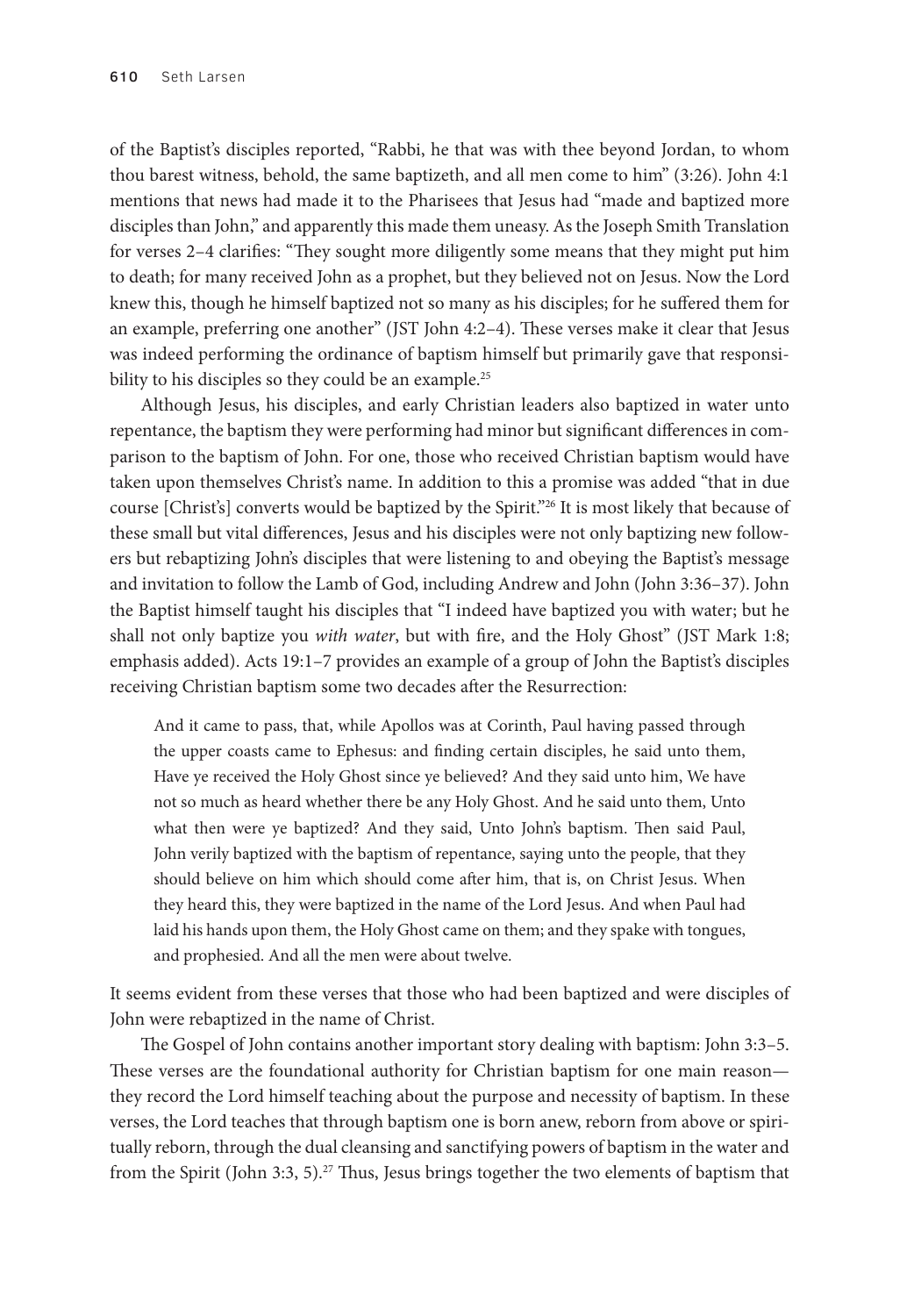of the Baptist's disciples reported, "Rabbi, he that was with thee beyond Jordan, to whom thou barest witness, behold, the same baptizeth, and all men come to him" (3:26). John 4:1 mentions that news had made it to the Pharisees that Jesus had "made and baptized more disciples than John," and apparently this made them uneasy. As the Joseph Smith Translation for verses 2–4 clarifies: "They sought more diligently some means that they might put him to death; for many received John as a prophet, but they believed not on Jesus. Now the Lord knew this, though he himself baptized not so many as his disciples; for he suffered them for an example, preferring one another" (JST John 4:2–4). These verses make it clear that Jesus was indeed performing the ordinance of baptism himself but primarily gave that responsibility to his disciples so they could be an example.[25]

Although Jesus, his disciples, and early Christian leaders also baptized in water unto repentance, the baptism they were performing had minor but significant differences in comparison to the baptism of John. For one, those who received Christian baptism would have taken upon themselves Christ's name. In addition to this a promise was added "that in due course [Christ's] converts would be baptized by the Spirit."[26] It is most likely that because of these small but vital differences, Jesus and his disciples were not only baptizing new followers but rebaptizing John's disciples that were listening to and obeying the Baptist's message and invitation to follow the Lamb of God, including Andrew and John (John 3:36–37). John the Baptist himself taught his disciples that "I indeed have baptized you with water; but he shall not only baptize you *with water*, but with fire, and the Holy Ghost" (JST Mark 1:8; emphasis added). Acts 19:1–7 provides an example of a group of John the Baptist's disciples receiving Christian baptism some two decades after the Resurrection:

> And it came to pass, that, while Apollos was at Corinth, Paul having passed through the upper coasts came to Ephesus: and finding certain disciples, he said unto them, Have ye received the Holy Ghost since ye believed? And they said unto him, We have not so much as heard whether there be any Holy Ghost. And he said unto them, Unto what then were ye baptized? And they said, Unto John's baptism. Then said Paul, John verily baptized with the baptism of repentance, saying unto the people, that they should believe on him which should come after him, that is, on Christ Jesus. When they heard this, they were baptized in the name of the Lord Jesus. And when Paul had laid his hands upon them, the Holy Ghost came on them; and they spake with tongues, and prophesied. And all the men were about twelve.

It seems evident from these verses that those who had been baptized and were disciples of John were rebaptized in the name of Christ.

The Gospel of John contains another important story dealing with baptism: John 3:3–5. These verses are the foundational authority for Christian baptism for one main reason—they record the Lord himself teaching about the purpose and necessity of baptism. In these verses, the Lord teaches that through baptism one is born anew, reborn from above or spiritually reborn, through the dual cleansing and sanctifying powers of baptism in the water and from the Spirit (John 3:3, 5).[27] Thus, Jesus brings together the two elements of baptism that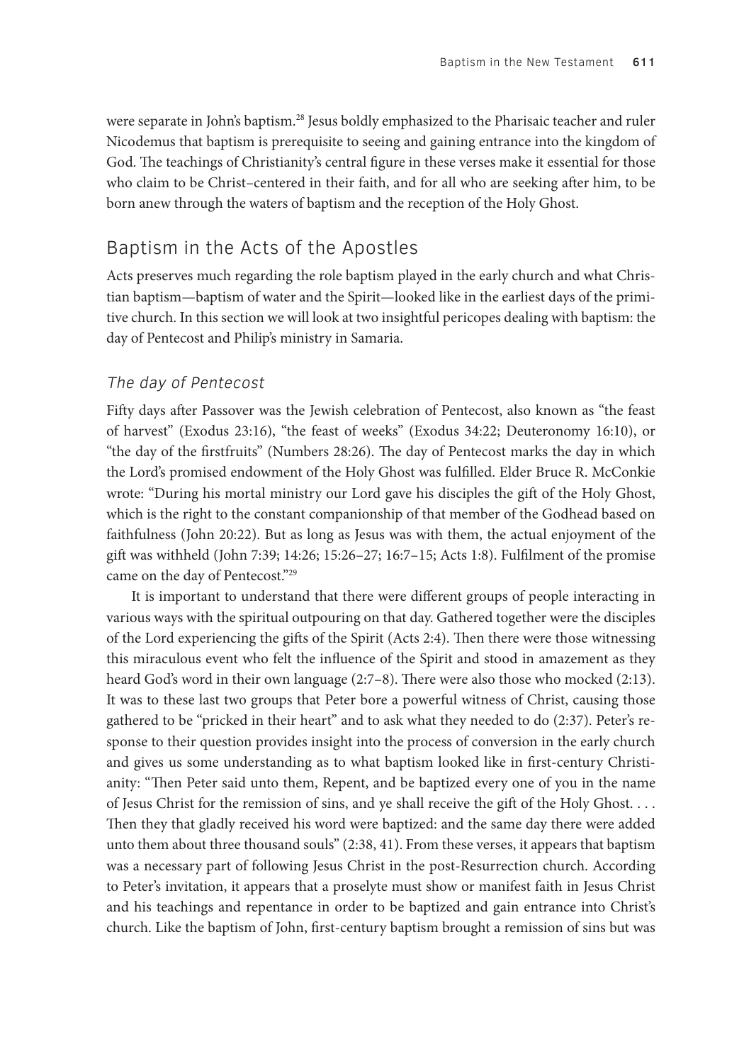were separate in John's baptism.[28] Jesus boldly emphasized to the Pharisaic teacher and ruler Nicodemus that baptism is prerequisite to seeing and gaining entrance into the kingdom of God. The teachings of Christianity's central figure in these verses make it essential for those who claim to be Christ–centered in their faith, and for all who are seeking after him, to be born anew through the waters of baptism and the reception of the Holy Ghost.

## Baptism in the Acts of the Apostles

Acts preserves much regarding the role baptism played in the early church and what Christian baptism—baptism of water and the Spirit—looked like in the earliest days of the primitive church. In this section we will look at two insightful pericopes dealing with baptism: the day of Pentecost and Philip's ministry in Samaria.

### *The day of Pentecost*

Fifty days after Passover was the Jewish celebration of Pentecost, also known as "the feast of harvest" (Exodus 23:16), "the feast of weeks" (Exodus 34:22; Deuteronomy 16:10), or "the day of the firstfruits" (Numbers 28:26). The day of Pentecost marks the day in which the Lord's promised endowment of the Holy Ghost was fulfilled. Elder Bruce R. McConkie wrote: "During his mortal ministry our Lord gave his disciples the gift of the Holy Ghost, which is the right to the constant companionship of that member of the Godhead based on faithfulness (John 20:22). But as long as Jesus was with them, the actual enjoyment of the gift was withheld (John 7:39; 14:26; 15:26–27; 16:7–15; Acts 1:8). Fulfilment of the promise came on the day of Pentecost."[29]

It is important to understand that there were different groups of people interacting in various ways with the spiritual outpouring on that day. Gathered together were the disciples of the Lord experiencing the gifts of the Spirit (Acts 2:4). Then there were those witnessing this miraculous event who felt the influence of the Spirit and stood in amazement as they heard God's word in their own language (2:7–8). There were also those who mocked (2:13). It was to these last two groups that Peter bore a powerful witness of Christ, causing those gathered to be "pricked in their heart" and to ask what they needed to do (2:37). Peter's response to their question provides insight into the process of conversion in the early church and gives us some understanding as to what baptism looked like in first-century Christianity: "Then Peter said unto them, Repent, and be baptized every one of you in the name of Jesus Christ for the remission of sins, and ye shall receive the gift of the Holy Ghost. . . . Then they that gladly received his word were baptized: and the same day there were added unto them about three thousand souls" (2:38, 41). From these verses, it appears that baptism was a necessary part of following Jesus Christ in the post-Resurrection church. According to Peter's invitation, it appears that a proselyte must show or manifest faith in Jesus Christ and his teachings and repentance in order to be baptized and gain entrance into Christ's church. Like the baptism of John, first-century baptism brought a remission of sins but was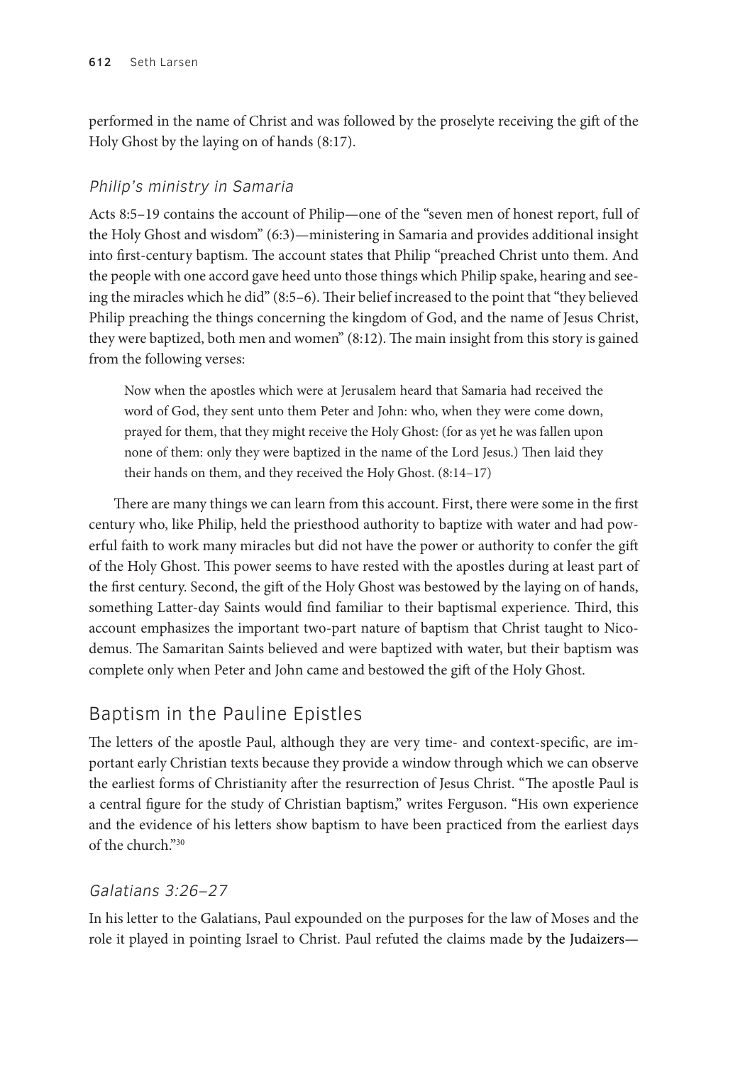performed in the name of Christ and was followed by the proselyte receiving the gift of the Holy Ghost by the laying on of hands (8:17).

### *Philip's ministry in Samaria*

Acts 8:5–19 contains the account of Philip—one of the "seven men of honest report, full of the Holy Ghost and wisdom" (6:3)—ministering in Samaria and provides additional insight into first-century baptism. The account states that Philip "preached Christ unto them. And the people with one accord gave heed unto those things which Philip spake, hearing and seeing the miracles which he did" (8:5–6). Their belief increased to the point that "they believed Philip preaching the things concerning the kingdom of God, and the name of Jesus Christ, they were baptized, both men and women" (8:12). The main insight from this story is gained from the following verses:

> Now when the apostles which were at Jerusalem heard that Samaria had received the word of God, they sent unto them Peter and John: who, when they were come down, prayed for them, that they might receive the Holy Ghost: (for as yet he was fallen upon none of them: only they were baptized in the name of the Lord Jesus.) Then laid they their hands on them, and they received the Holy Ghost. (8:14–17)

There are many things we can learn from this account. First, there were some in the first century who, like Philip, held the priesthood authority to baptize with water and had powerful faith to work many miracles but did not have the power or authority to confer the gift of the Holy Ghost. This power seems to have rested with the apostles during at least part of the first century. Second, the gift of the Holy Ghost was bestowed by the laying on of hands, something Latter-day Saints would find familiar to their baptismal experience. Third, this account emphasizes the important two-part nature of baptism that Christ taught to Nicodemus. The Samaritan Saints believed and were baptized with water, but their baptism was complete only when Peter and John came and bestowed the gift of the Holy Ghost.

## Baptism in the Pauline Epistles

The letters of the apostle Paul, although they are very time- and context-specific, are important early Christian texts because they provide a window through which we can observe the earliest forms of Christianity after the resurrection of Jesus Christ. "The apostle Paul is a central figure for the study of Christian baptism," writes Ferguson. "His own experience and the evidence of his letters show baptism to have been practiced from the earliest days of the church."[30]

### *Galatians 3:26–27*

In his letter to the Galatians, Paul expounded on the purposes for the law of Moses and the role it played in pointing Israel to Christ. Paul refuted the claims made by the Judaizers—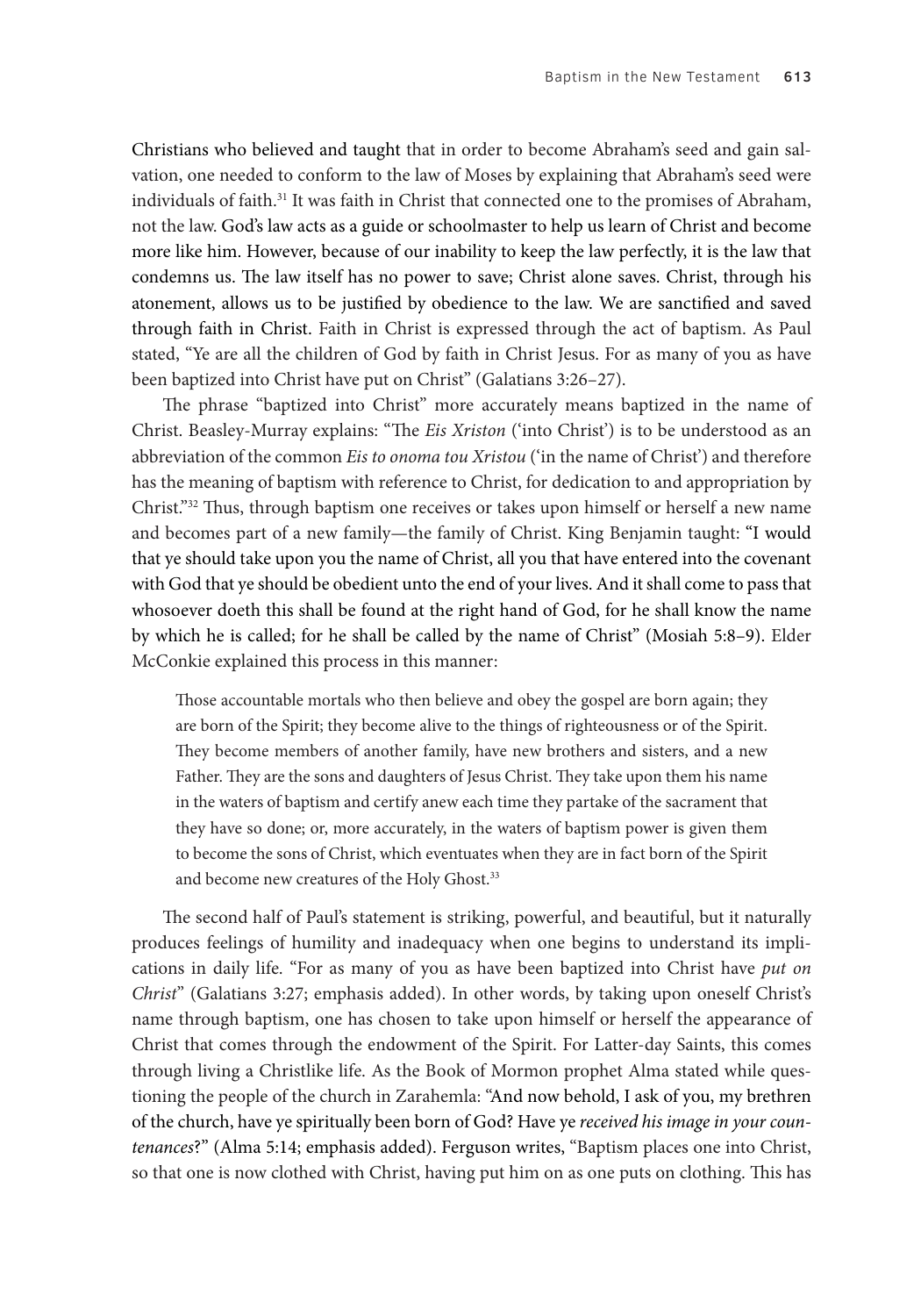Christians who believed and taught that in order to become Abraham's seed and gain salvation, one needed to conform to the law of Moses by explaining that Abraham's seed were individuals of faith.[31] It was faith in Christ that connected one to the promises of Abraham, not the law. God's law acts as a guide or schoolmaster to help us learn of Christ and become more like him. However, because of our inability to keep the law perfectly, it is the law that condemns us. The law itself has no power to save; Christ alone saves. Christ, through his atonement, allows us to be justified by obedience to the law. We are sanctified and saved through faith in Christ. Faith in Christ is expressed through the act of baptism. As Paul stated, "Ye are all the children of God by faith in Christ Jesus. For as many of you as have been baptized into Christ have put on Christ" (Galatians 3:26–27).

The phrase "baptized into Christ" more accurately means baptized in the name of Christ. Beasley-Murray explains: "The *Eis Xriston* ('into Christ') is to be understood as an abbreviation of the common *Eis to onoma tou Xristou* ('in the name of Christ') and therefore has the meaning of baptism with reference to Christ, for dedication to and appropriation by Christ."[32] Thus, through baptism one receives or takes upon himself or herself a new name and becomes part of a new family—the family of Christ. King Benjamin taught: "I would that ye should take upon you the name of Christ, all you that have entered into the covenant with God that ye should be obedient unto the end of your lives. And it shall come to pass that whosoever doeth this shall be found at the right hand of God, for he shall know the name by which he is called; for he shall be called by the name of Christ" (Mosiah 5:8–9). Elder McConkie explained this process in this manner:

> Those accountable mortals who then believe and obey the gospel are born again; they are born of the Spirit; they become alive to the things of righteousness or of the Spirit. They become members of another family, have new brothers and sisters, and a new Father. They are the sons and daughters of Jesus Christ. They take upon them his name in the waters of baptism and certify anew each time they partake of the sacrament that they have so done; or, more accurately, in the waters of baptism power is given them to become the sons of Christ, which eventuates when they are in fact born of the Spirit and become new creatures of the Holy Ghost.[33]

The second half of Paul's statement is striking, powerful, and beautiful, but it naturally produces feelings of humility and inadequacy when one begins to understand its implications in daily life. "For as many of you as have been baptized into Christ have *put on Christ*" (Galatians 3:27; emphasis added). In other words, by taking upon oneself Christ's name through baptism, one has chosen to take upon himself or herself the appearance of Christ that comes through the endowment of the Spirit. For Latter-day Saints, this comes through living a Christlike life. As the Book of Mormon prophet Alma stated while questioning the people of the church in Zarahemla: "And now behold, I ask of you, my brethren of the church, have ye spiritually been born of God? Have ye *received his image in your countenances*?" (Alma 5:14; emphasis added). Ferguson writes, "Baptism places one into Christ, so that one is now clothed with Christ, having put him on as one puts on clothing. This has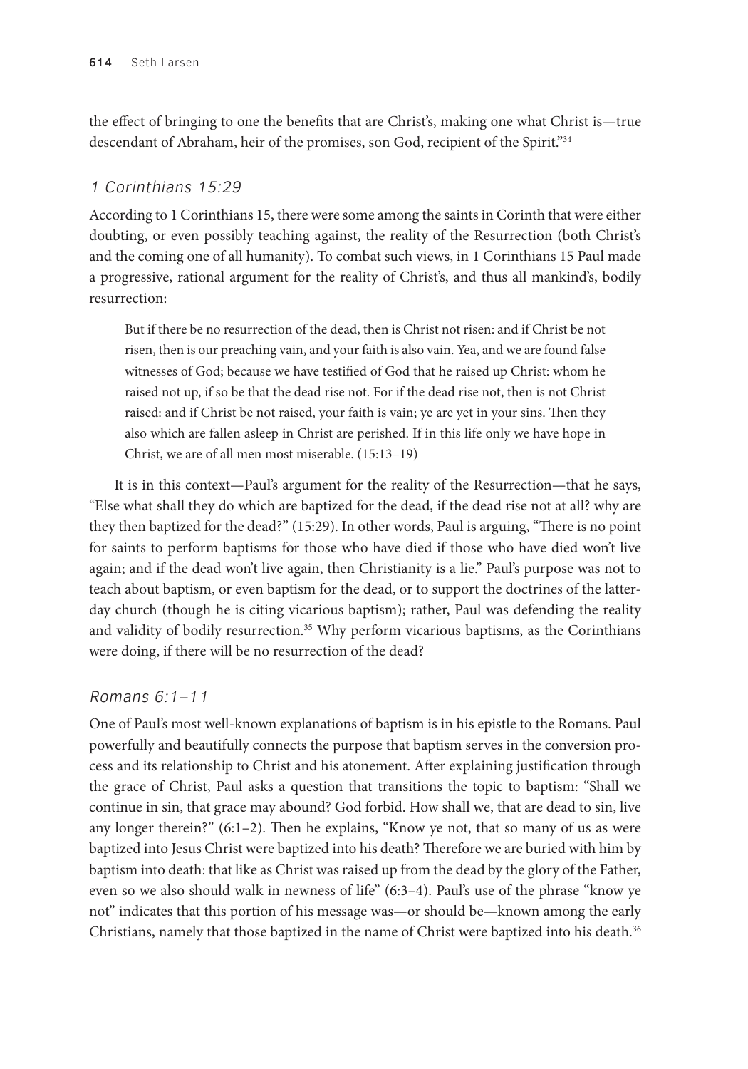the effect of bringing to one the benefits that are Christ's, making one what Christ is—true descendant of Abraham, heir of the promises, son God, recipient of the Spirit."[34]

### *1 Corinthians 15:29*

According to 1 Corinthians 15, there were some among the saints in Corinth that were either doubting, or even possibly teaching against, the reality of the Resurrection (both Christ's and the coming one of all humanity). To combat such views, in 1 Corinthians 15 Paul made a progressive, rational argument for the reality of Christ's, and thus all mankind's, bodily resurrection:

> But if there be no resurrection of the dead, then is Christ not risen: and if Christ be not risen, then is our preaching vain, and your faith is also vain. Yea, and we are found false witnesses of God; because we have testified of God that he raised up Christ: whom he raised not up, if so be that the dead rise not. For if the dead rise not, then is not Christ raised: and if Christ be not raised, your faith is vain; ye are yet in your sins. Then they also which are fallen asleep in Christ are perished. If in this life only we have hope in Christ, we are of all men most miserable. (15:13–19)

It is in this context—Paul's argument for the reality of the Resurrection—that he says, "Else what shall they do which are baptized for the dead, if the dead rise not at all? why are they then baptized for the dead?" (15:29). In other words, Paul is arguing, "There is no point for saints to perform baptisms for those who have died if those who have died won't live again; and if the dead won't live again, then Christianity is a lie." Paul's purpose was not to teach about baptism, or even baptism for the dead, or to support the doctrines of the latter-day church (though he is citing vicarious baptism); rather, Paul was defending the reality and validity of bodily resurrection.[35] Why perform vicarious baptisms, as the Corinthians were doing, if there will be no resurrection of the dead?

### *Romans 6:1–11*

One of Paul's most well-known explanations of baptism is in his epistle to the Romans. Paul powerfully and beautifully connects the purpose that baptism serves in the conversion process and its relationship to Christ and his atonement. After explaining justification through the grace of Christ, Paul asks a question that transitions the topic to baptism: "Shall we continue in sin, that grace may abound? God forbid. How shall we, that are dead to sin, live any longer therein?" (6:1–2). Then he explains, "Know ye not, that so many of us as were baptized into Jesus Christ were baptized into his death? Therefore we are buried with him by baptism into death: that like as Christ was raised up from the dead by the glory of the Father, even so we also should walk in newness of life" (6:3–4). Paul's use of the phrase "know ye not" indicates that this portion of his message was—or should be—known among the early Christians, namely that those baptized in the name of Christ were baptized into his death.[36]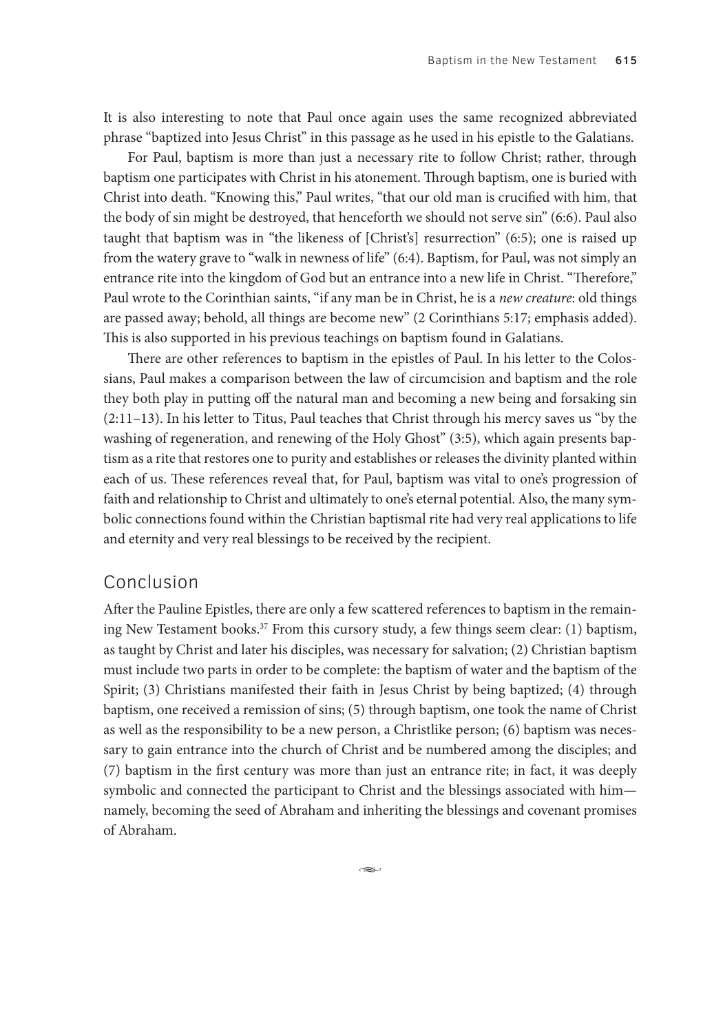It is also interesting to note that Paul once again uses the same recognized abbreviated phrase "baptized into Jesus Christ" in this passage as he used in his epistle to the Galatians.

For Paul, baptism is more than just a necessary rite to follow Christ; rather, through baptism one participates with Christ in his atonement. Through baptism, one is buried with Christ into death. "Knowing this," Paul writes, "that our old man is crucified with him, that the body of sin might be destroyed, that henceforth we should not serve sin" (6:6). Paul also taught that baptism was in "the likeness of [Christ's] resurrection" (6:5); one is raised up from the watery grave to "walk in newness of life" (6:4). Baptism, for Paul, was not simply an entrance rite into the kingdom of God but an entrance into a new life in Christ. "Therefore," Paul wrote to the Corinthian saints, "if any man be in Christ, he is a *new creature*: old things are passed away; behold, all things are become new" (2 Corinthians 5:17; emphasis added). This is also supported in his previous teachings on baptism found in Galatians.

There are other references to baptism in the epistles of Paul. In his letter to the Colossians, Paul makes a comparison between the law of circumcision and baptism and the role they both play in putting off the natural man and becoming a new being and forsaking sin (2:11–13). In his letter to Titus, Paul teaches that Christ through his mercy saves us "by the washing of regeneration, and renewing of the Holy Ghost" (3:5), which again presents baptism as a rite that restores one to purity and establishes or releases the divinity planted within each of us. These references reveal that, for Paul, baptism was vital to one's progression of faith and relationship to Christ and ultimately to one's eternal potential. Also, the many symbolic connections found within the Christian baptismal rite had very real applications to life and eternity and very real blessings to be received by the recipient.

## Conclusion

After the Pauline Epistles, there are only a few scattered references to baptism in the remaining New Testament books.[37] From this cursory study, a few things seem clear: (1) baptism, as taught by Christ and later his disciples, was necessary for salvation; (2) Christian baptism must include two parts in order to be complete: the baptism of water and the baptism of the Spirit; (3) Christians manifested their faith in Jesus Christ by being baptized; (4) through baptism, one received a remission of sins; (5) through baptism, one took the name of Christ as well as the responsibility to be a new person, a Christlike person; (6) baptism was necessary to gain entrance into the church of Christ and be numbered among the disciples; and (7) baptism in the first century was more than just an entrance rite; in fact, it was deeply symbolic and connected the participant to Christ and the blessings associated with him—namely, becoming the seed of Abraham and inheriting the blessings and covenant promises of Abraham.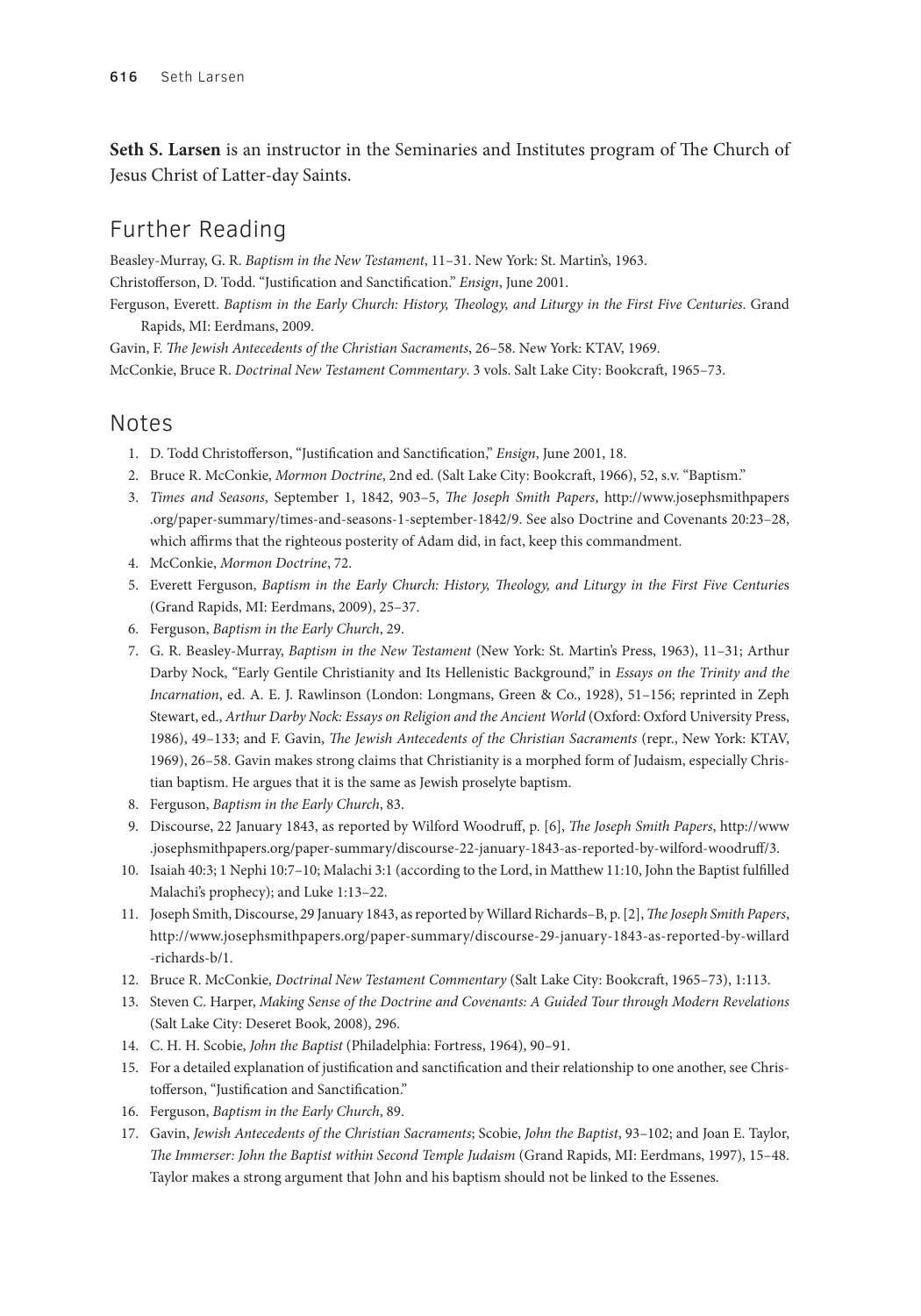**Seth S. Larsen** is an instructor in the Seminaries and Institutes program of The Church of Jesus Christ of Latter-day Saints.

## Further Reading

Beasley-Murray, G. R. *Baptism in the New Testament*, 11–31. New York: St. Martin's, 1963.

Christofferson, D. Todd. "Justification and Sanctification." *Ensign*, June 2001.

Ferguson, Everett. *Baptism in the Early Church: History, Theology, and Liturgy in the First Five Centuries*. Grand Rapids, MI: Eerdmans, 2009.

Gavin, F. *The Jewish Antecedents of the Christian Sacraments*, 26–58. New York: KTAV, 1969.

McConkie, Bruce R. *Doctrinal New Testament Commentary*. 3 vols. Salt Lake City: Bookcraft, 1965–73.

## Notes

1. D. Todd Christofferson, "Justification and Sanctification," *Ensign*, June 2001, 18.
2. Bruce R. McConkie, *Mormon Doctrine*, 2nd ed. (Salt Lake City: Bookcraft, 1966), 52, s.v. "Baptism."
3. *Times and Seasons*, September 1, 1842, 903–5, *The Joseph Smith Papers*, http://www.josephsmithpapers.org/paper-summary/times-and-seasons-1-september-1842/9. See also Doctrine and Covenants 20:23–28, which affirms that the righteous posterity of Adam did, in fact, keep this commandment.
4. McConkie, *Mormon Doctrine*, 72.
5. Everett Ferguson, *Baptism in the Early Church: History, Theology, and Liturgy in the First Five Centuries* (Grand Rapids, MI: Eerdmans, 2009), 25–37.
6. Ferguson, *Baptism in the Early Church*, 29.
7. G. R. Beasley-Murray, *Baptism in the New Testament* (New York: St. Martin's Press, 1963), 11–31; Arthur Darby Nock, "Early Gentile Christianity and Its Hellenistic Background," in *Essays on the Trinity and the Incarnation*, ed. A. E. J. Rawlinson (London: Longmans, Green & Co., 1928), 51–156; reprinted in Zeph Stewart, ed., *Arthur Darby Nock: Essays on Religion and the Ancient World* (Oxford: Oxford University Press, 1986), 49–133; and F. Gavin, *The Jewish Antecedents of the Christian Sacraments* (repr., New York: KTAV, 1969), 26–58. Gavin makes strong claims that Christianity is a morphed form of Judaism, especially Christian baptism. He argues that it is the same as Jewish proselyte baptism.
8. Ferguson, *Baptism in the Early Church*, 83.
9. Discourse, 22 January 1843, as reported by Wilford Woodruff, p. [6], *The Joseph Smith Papers*, http://www.josephsmithpapers.org/paper-summary/discourse-22-january-1843-as-reported-by-wilford-woodruff/3.
10. Isaiah 40:3; 1 Nephi 10:7–10; Malachi 3:1 (according to the Lord, in Matthew 11:10, John the Baptist fulfilled Malachi's prophecy); and Luke 1:13–22.
11. Joseph Smith, Discourse, 29 January 1843, as reported by Willard Richards–B, p. [2], *The Joseph Smith Papers*, http://www.josephsmithpapers.org/paper-summary/discourse-29-january-1843-as-reported-by-willard-richards-b/1.
12. Bruce R. McConkie, *Doctrinal New Testament Commentary* (Salt Lake City: Bookcraft, 1965–73), 1:113.
13. Steven C. Harper, *Making Sense of the Doctrine and Covenants: A Guided Tour through Modern Revelations* (Salt Lake City: Deseret Book, 2008), 296.
14. C. H. H. Scobie, *John the Baptist* (Philadelphia: Fortress, 1964), 90–91.
15. For a detailed explanation of justification and sanctification and their relationship to one another, see Christofferson, "Justification and Sanctification."
16. Ferguson, *Baptism in the Early Church*, 89.
17. Gavin, *Jewish Antecedents of the Christian Sacraments*; Scobie, *John the Baptist*, 93–102; and Joan E. Taylor, *The Immerser: John the Baptist within Second Temple Judaism* (Grand Rapids, MI: Eerdmans, 1997), 15–48. Taylor makes a strong argument that John and his baptism should not be linked to the Essenes.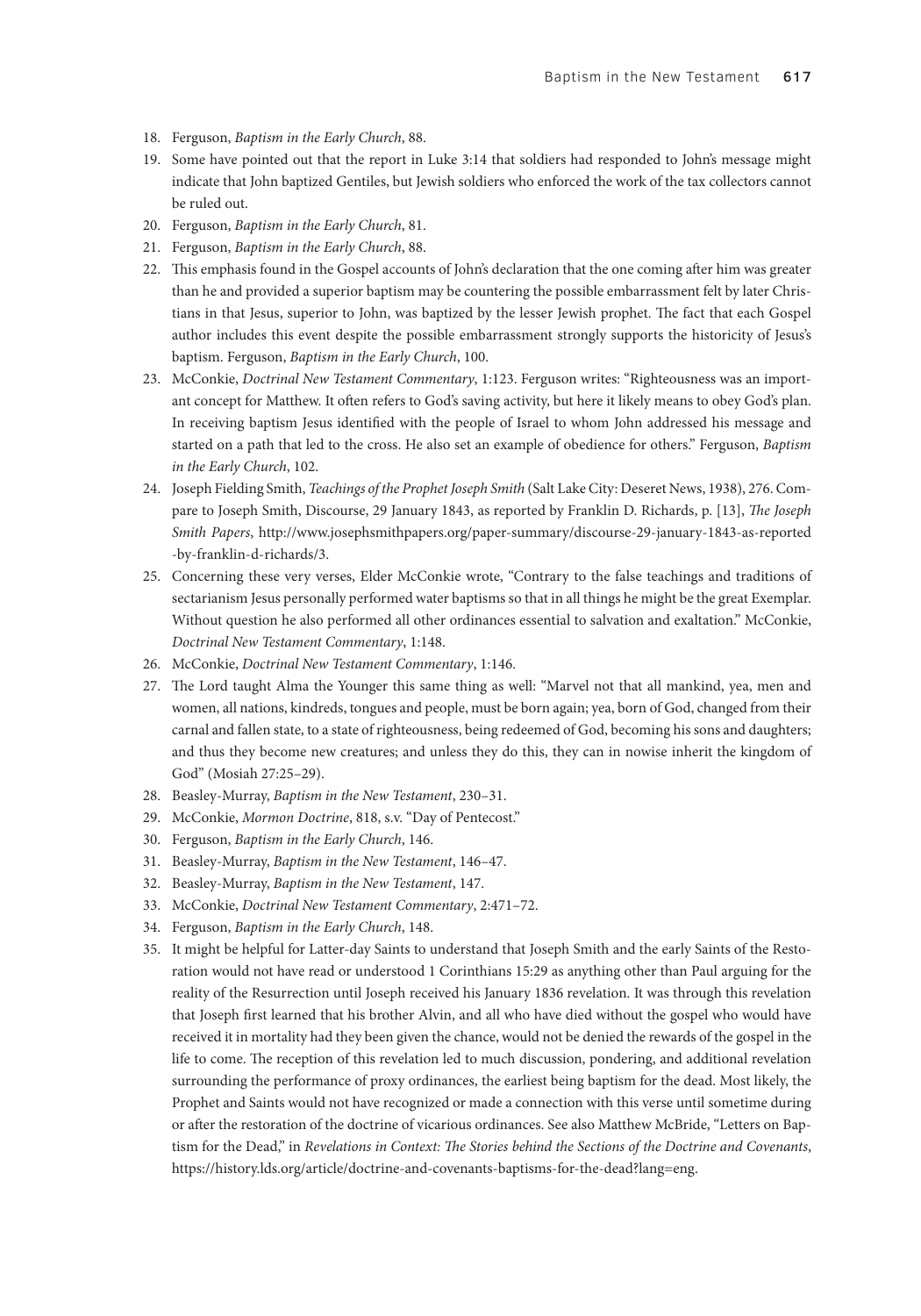18. Ferguson, *Baptism in the Early Church*, 88.
19. Some have pointed out that the report in Luke 3:14 that soldiers had responded to John's message might indicate that John baptized Gentiles, but Jewish soldiers who enforced the work of the tax collectors cannot be ruled out.
20. Ferguson, *Baptism in the Early Church*, 81.
21. Ferguson, *Baptism in the Early Church*, 88.
22. This emphasis found in the Gospel accounts of John's declaration that the one coming after him was greater than he and provided a superior baptism may be countering the possible embarrassment felt by later Christians in that Jesus, superior to John, was baptized by the lesser Jewish prophet. The fact that each Gospel author includes this event despite the possible embarrassment strongly supports the historicity of Jesus's baptism. Ferguson, *Baptism in the Early Church*, 100.
23. McConkie, *Doctrinal New Testament Commentary*, 1:123. Ferguson writes: "Righteousness was an important concept for Matthew. It often refers to God's saving activity, but here it likely means to obey God's plan. In receiving baptism Jesus identified with the people of Israel to whom John addressed his message and started on a path that led to the cross. He also set an example of obedience for others." Ferguson, *Baptism in the Early Church*, 102.
24. Joseph Fielding Smith, *Teachings of the Prophet Joseph Smith* (Salt Lake City: Deseret News, 1938), 276. Compare to Joseph Smith, Discourse, 29 January 1843, as reported by Franklin D. Richards, p. [13], *The Joseph Smith Papers*, http://www.josephsmithpapers.org/paper-summary/discourse-29-january-1843-as-reported-by-franklin-d-richards/3.
25. Concerning these very verses, Elder McConkie wrote, "Contrary to the false teachings and traditions of sectarianism Jesus personally performed water baptisms so that in all things he might be the great Exemplar. Without question he also performed all other ordinances essential to salvation and exaltation." McConkie, *Doctrinal New Testament Commentary*, 1:148.
26. McConkie, *Doctrinal New Testament Commentary*, 1:146.
27. The Lord taught Alma the Younger this same thing as well: "Marvel not that all mankind, yea, men and women, all nations, kindreds, tongues and people, must be born again; yea, born of God, changed from their carnal and fallen state, to a state of righteousness, being redeemed of God, becoming his sons and daughters; and thus they become new creatures; and unless they do this, they can in nowise inherit the kingdom of God" (Mosiah 27:25–29).
28. Beasley-Murray, *Baptism in the New Testament*, 230–31.
29. McConkie, *Mormon Doctrine*, 818, s.v. "Day of Pentecost."
30. Ferguson, *Baptism in the Early Church*, 146.
31. Beasley-Murray, *Baptism in the New Testament*, 146–47.
32. Beasley-Murray, *Baptism in the New Testament*, 147.
33. McConkie, *Doctrinal New Testament Commentary*, 2:471–72.
34. Ferguson, *Baptism in the Early Church*, 148.
35. It might be helpful for Latter-day Saints to understand that Joseph Smith and the early Saints of the Restoration would not have read or understood 1 Corinthians 15:29 as anything other than Paul arguing for the reality of the Resurrection until Joseph received his January 1836 revelation. It was through this revelation that Joseph first learned that his brother Alvin, and all who have died without the gospel who would have received it in mortality had they been given the chance, would not be denied the rewards of the gospel in the life to come. The reception of this revelation led to much discussion, pondering, and additional revelation surrounding the performance of proxy ordinances, the earliest being baptism for the dead. Most likely, the Prophet and Saints would not have recognized or made a connection with this verse until sometime during or after the restoration of the doctrine of vicarious ordinances. See also Matthew McBride, "Letters on Baptism for the Dead," in *Revelations in Context: The Stories behind the Sections of the Doctrine and Covenants*, https://history.lds.org/article/doctrine-and-covenants-baptisms-for-the-dead?lang=eng.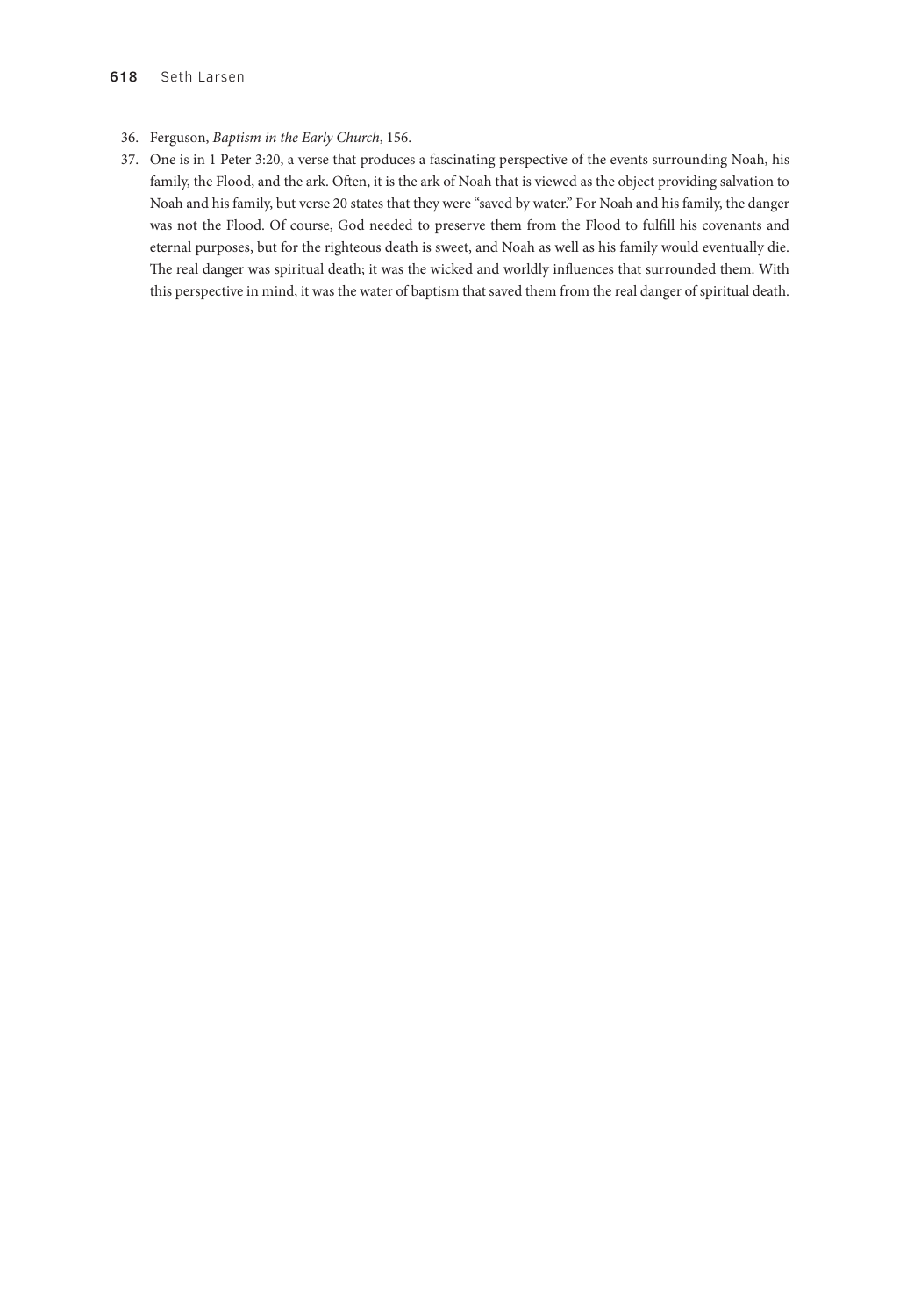36. Ferguson, *Baptism in the Early Church*, 156.
37. One is in 1 Peter 3:20, a verse that produces a fascinating perspective of the events surrounding Noah, his family, the Flood, and the ark. Often, it is the ark of Noah that is viewed as the object providing salvation to Noah and his family, but verse 20 states that they were "saved by water." For Noah and his family, the danger was not the Flood. Of course, God needed to preserve them from the Flood to fulfill his covenants and eternal purposes, but for the righteous death is sweet, and Noah as well as his family would eventually die. The real danger was spiritual death; it was the wicked and worldly influences that surrounded them. With this perspective in mind, it was the water of baptism that saved them from the real danger of spiritual death.